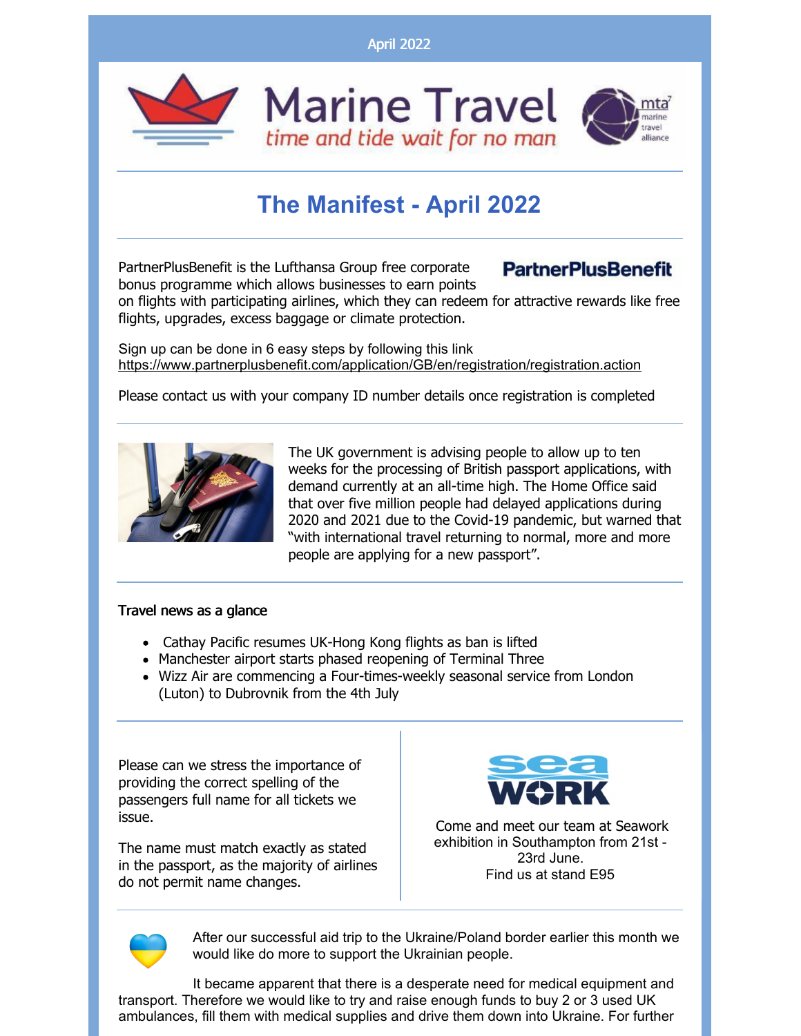April 2022

Marine Travel

*time and tide wait for no man*

# The Manifest - April 2022

PartnerPlusBenefit is the Lufthansa Group free corporate bonus programme which allows businesses to earn points on flights with participating airlines, which they can redeem for attractive rewards like free flights, upgrades, excess baggage or climate protection.

Sign up can be done in 6 easy steps by following this link https://www.partnerplusbenefit.com/application/GB/en/registration/registration.action

Please contact us with your company ID number details once registration is completed

The UK government is advising people to allow up to ten weeks for the processing of British passport applications, with demand currently at an all-time high. The Home Office said that over five million people had delayed applications during 2020 and 2021 due to the Covid-19 pandemic, but warned that "with international travel returning to normal, more and more people are applying for a new passport".

**Travel news as a glance**

- Cathay Pacific resumes UK-Hong Kong flights as ban is lifted
- Manchester airport starts phased reopening of Terminal Three
- Wizz Air are commencing a Four-times-weekly seasonal service from London (Luton) to Dubrovnik from the 4th July

Please can we stress the importance of providing the correct spelling of the passengers full name for all tickets we issue.

The name must match exactly as stated in the passport, as the majority of airlines do not permit name changes.

Come and meet our team at Seawork exhibition in Southampton from 21st - 23rd June.
Find us at stand E95

After our successful aid trip to the Ukraine/Poland border earlier this month we would like do more to support the Ukrainian people.

It became apparent that there is a desperate need for medical equipment and transport. Therefore we would like to try and raise enough funds to buy 2 or 3 used UK ambulances, fill them with medical supplies and drive them down into Ukraine. For further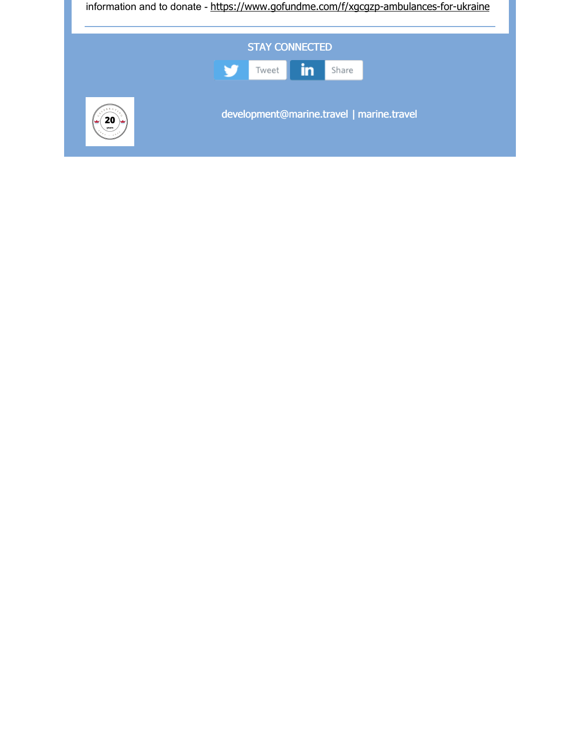information and to donate - https://www.gofundme.com/f/xgcgzp-ambulances-for-ukraine

---

STAY CONNECTED

Tweet Share

development@marine.travel | marine.travel